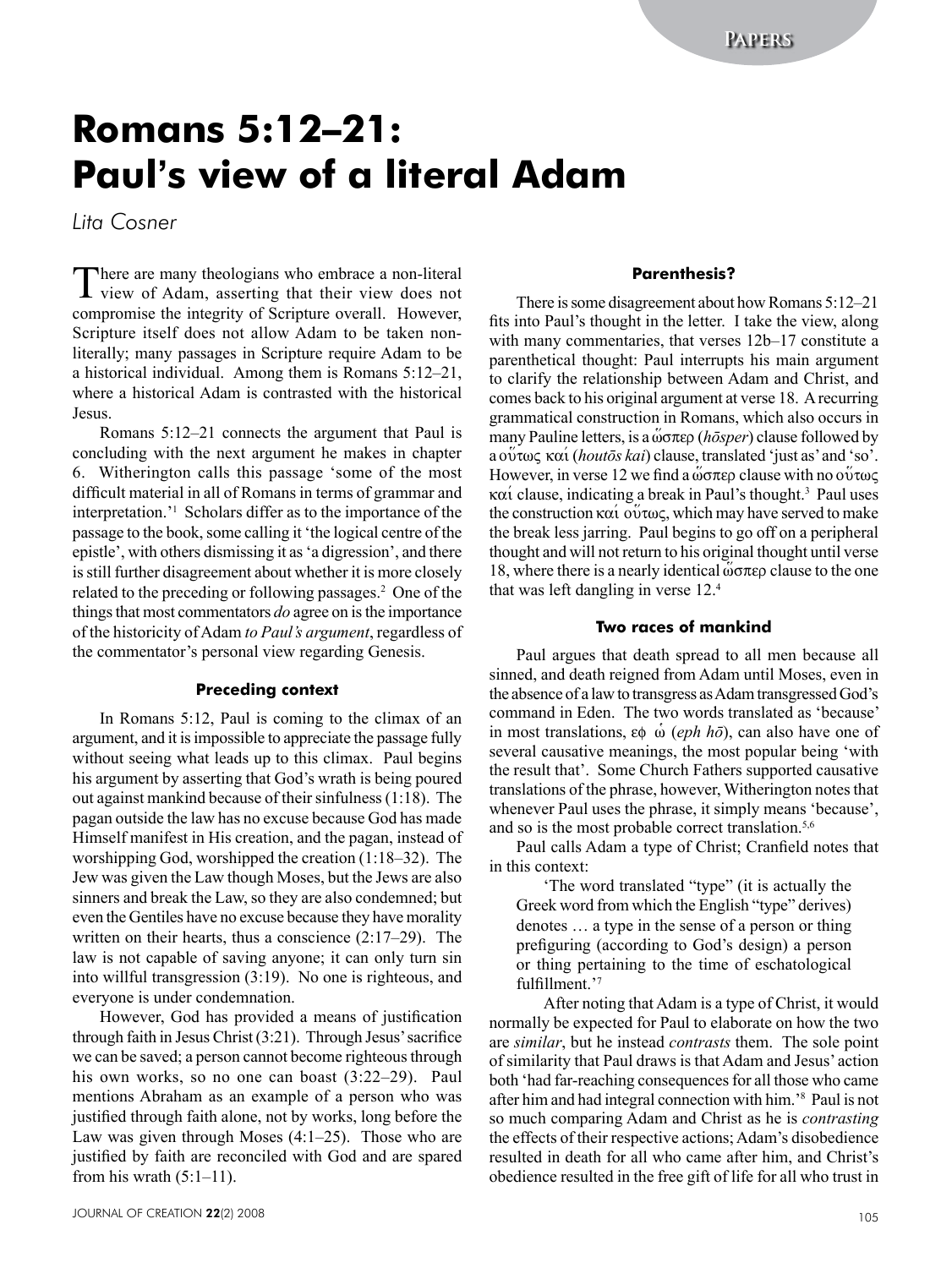# Romans 5:12–21: Paul's view of a literal Adam

*Lita Cosner*

There are many theologians who embrace a non-literal view of Adam, asserting that their view does not compromise the integrity of Scripture overall. However, Scripture itself does not allow Adam to be taken non-literally; many passages in Scripture require Adam to be a historical individual. Among them is Romans 5:12–21, where a historical Adam is contrasted with the historical Jesus.

Romans 5:12–21 connects the argument that Paul is concluding with the next argument he makes in chapter 6. Witherington calls this passage 'some of the most difficult material in all of Romans in terms of grammar and interpretation.'[1] Scholars differ as to the importance of the passage to the book, some calling it 'the logical centre of the epistle', with others dismissing it as 'a digression', and there is still further disagreement about whether it is more closely related to the preceding or following passages.[2] One of the things that most commentators *do* agree on is the importance of the historicity of Adam *to Paul's argument*, regardless of the commentator's personal view regarding Genesis.

### Preceding context

In Romans 5:12, Paul is coming to the climax of an argument, and it is impossible to appreciate the passage fully without seeing what leads up to this climax. Paul begins his argument by asserting that God's wrath is being poured out against mankind because of their sinfulness (1:18). The pagan outside the law has no excuse because God has made Himself manifest in His creation, and the pagan, instead of worshipping God, worshipped the creation (1:18–32). The Jew was given the Law though Moses, but the Jews are also sinners and break the Law, so they are also condemned; but even the Gentiles have no excuse because they have morality written on their hearts, thus a conscience (2:17–29). The law is not capable of saving anyone; it can only turn sin into willful transgression (3:19). No one is righteous, and everyone is under condemnation.

However, God has provided a means of justification through faith in Jesus Christ (3:21). Through Jesus' sacrifice we can be saved; a person cannot become righteous through his own works, so no one can boast (3:22–29). Paul mentions Abraham as an example of a person who was justified through faith alone, not by works, long before the Law was given through Moses (4:1–25). Those who are justified by faith are reconciled with God and are spared from his wrath (5:1–11).

### Parenthesis?

There is some disagreement about how Romans 5:12–21 fits into Paul's thought in the letter. I take the view, along with many commentaries, that verses 12b–17 constitute a parenthetical thought: Paul interrupts his main argument to clarify the relationship between Adam and Christ, and comes back to his original argument at verse 18. A recurring grammatical construction in Romans, which also occurs in many Pauline letters, is a ὥσπερ (*hōsper*) clause followed by a οὕτως καί (*houtōs kai*) clause, translated 'just as' and 'so'. However, in verse 12 we find a ὥσπερ clause with no οὕτως καί clause, indicating a break in Paul's thought.[3] Paul uses the construction καί οὕτως, which may have served to make the break less jarring. Paul begins to go off on a peripheral thought and will not return to his original thought until verse 18, where there is a nearly identical ὥσπερ clause to the one that was left dangling in verse 12.[4]

### Two races of mankind

Paul argues that death spread to all men because all sinned, and death reigned from Adam until Moses, even in the absence of a law to transgress as Adam transgressed God's command in Eden. The two words translated as 'because' in most translations, εφ ῴ (*eph hō*), can also have one of several causative meanings, the most popular being 'with the result that'. Some Church Fathers supported causative translations of the phrase, however, Witherington notes that whenever Paul uses the phrase, it simply means 'because', and so is the most probable correct translation.[5,6]

Paul calls Adam a type of Christ; Cranfield notes that in this context:

> 'The word translated "type" (it is actually the Greek word from which the English "type" derives) denotes … a type in the sense of a person or thing prefiguring (according to God's design) a person or thing pertaining to the time of eschatological fulfillment.'[7]

After noting that Adam is a type of Christ, it would normally be expected for Paul to elaborate on how the two are *similar*, but he instead *contrasts* them. The sole point of similarity that Paul draws is that Adam and Jesus' action both 'had far-reaching consequences for all those who came after him and had integral connection with him.'[8] Paul is not so much comparing Adam and Christ as he is *contrasting* the effects of their respective actions; Adam's disobedience resulted in death for all who came after him, and Christ's obedience resulted in the free gift of life for all who trust in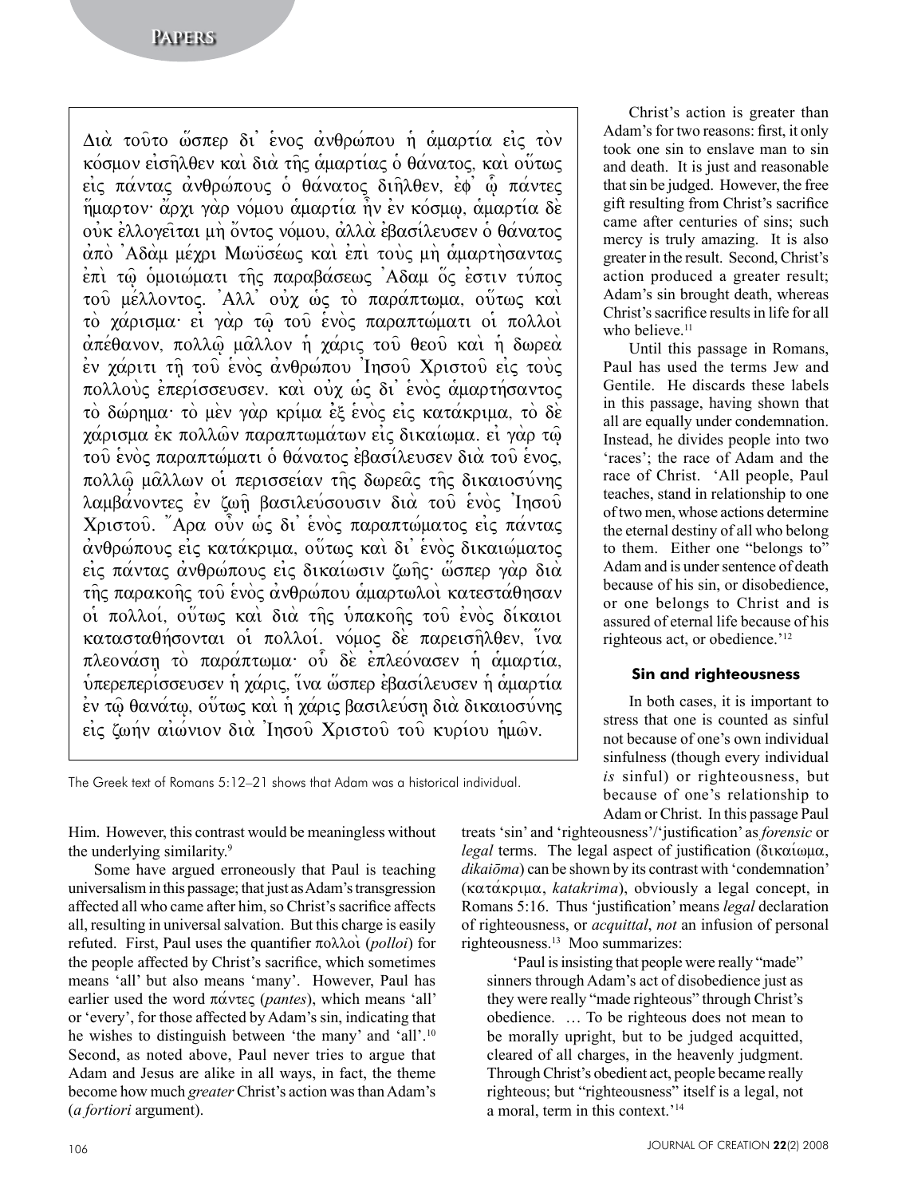Διὰ τοῦτο ὥσπερ δι᾽ ἑνὸς ἀνθρώπου ἡ ἁμαρτία εἰς τὸν κόσμον εἰσῆλθεν καὶ διὰ τῆς ἁμαρτίας ὁ θάνατος, καὶ οὕτως εἰς πάντας ἀνθρώπους ὁ θάνατος διῆλθεν, ἐφ᾽ ᾧ πάντες ἥμαρτον· ἄχρι γὰρ νόμου ἁμαρτία ἦν ἐν κόσμῳ, ἁμαρτία δὲ οὐκ ἐλλογεῖται μὴ ὄντος νόμου, ἀλλὰ ἐβασίλευσεν ὁ θάνατος ἀπὸ Ἀδὰμ μέχρι Μωϋσέως καὶ ἐπὶ τοὺς μὴ ἁμαρτήσαντας ἐπὶ τῷ ὁμοιώματι τῆς παραβάσεως Ἀδαμ ὅς ἐστιν τύπος τοῦ μέλλοντος. Ἀλλ᾽ οὐχ ὡς τὸ παράπτωμα, οὕτως καὶ τὸ χάρισμα· εἰ γὰρ τῷ τοῦ ἑνὸς παραπτώματι οἱ πολλοὶ ἀπέθανον, πολλῷ μᾶλλον ἡ χάρις τοῦ θεοῦ καὶ ἡ δωρεὰ ἐν χάριτι τῇ τοῦ ἑνὸς ἀνθρώπου Ἰησοῦ Χριστοῦ εἰς τοὺς πολλοὺς ἐπερίσσευσεν. καὶ οὐχ ὡς δι᾽ ἑνὸς ἁμαρτήσαντος τὸ δώρημα· τὸ μὲν γὰρ κρίμα ἐξ ἑνὸς εἰς κατάκριμα, τὸ δὲ χάρισμα ἐκ πολλῶν παραπτωμάτων εἰς δικαίωμα. εἰ γὰρ τῷ τοῦ ἑνὸς παραπτώματι ὁ θάνατος ἐβασίλευσεν διὰ τοῦ ἑνος, πολλῷ μᾶλλων οἱ περισσείαν τῆς δωρεᾶς τῆς δικαιοσύνης λαμβάνοντες ἐν ζωῇ βασιλεύσουσιν διὰ τοῦ ἑνὸς Ἰησοῦ Χριστοῦ. Ἄρα οὖν ὡς δι᾽ ἑνὸς παραπτώματος εἰς πάντας ἀνθρώπους εἰς κατάκριμα, οὕτως καὶ δι᾽ ἑνὸς δικαιώματος εἰς πάντας ἀνθρώπους εἰς δικαίωσιν ζωῆς· ὥσπερ γὰρ διὰ τῆς παρακοῆς τοῦ ἑνὸς ἀνθρώπου ἁμαρτωλοὶ κατεστάθησαν οἱ πολλοί, οὕτως καὶ διὰ τῆς ὑπακοῆς τοῦ ἑνὸς δίκαιοι κατασταθήσονται οἱ πολλοί. νόμος δὲ παρεισῆλθεν, ἵνα πλεονάσῃ τὸ παράπτωμα· οὗ δὲ ἐπλεόνασεν ἡ ἁμαρτία, ὑπερεπερίσσευσεν ἡ χάρις, ἵνα ὥσπερ ἐβασίλευσεν ἡ ἁμαρτία ἐν τῷ θανάτῳ, οὕτως καὶ ἡ χάρις βασιλεύσῃ διὰ δικαιοσύνης εἰς ζωήν αἰώνιον διὰ Ἰησοῦ Χριστοῦ τοῦ κυρίου ἡμῶν.

The Greek text of Romans 5:12–21 shows that Adam was a historical individual.

Him. However, this contrast would be meaningless without the underlying similarity.[9]

Some have argued erroneously that Paul is teaching universalism in this passage; that just as Adam's transgression affected all who came after him, so Christ's sacrifice affects all, resulting in universal salvation. But this charge is easily refuted. First, Paul uses the quantifier πολλοὶ (*polloi*) for the people affected by Christ's sacrifice, which sometimes means 'all' but also means 'many'. However, Paul has earlier used the word πάντες (*pantes*), which means 'all' or 'every', for those affected by Adam's sin, indicating that he wishes to distinguish between 'the many' and 'all'.[10] Second, as noted above, Paul never tries to argue that Adam and Jesus are alike in all ways, in fact, the theme become how much *greater* Christ's action was than Adam's (*a fortiori* argument).

Christ's action is greater than Adam's for two reasons: first, it only took one sin to enslave man to sin and death. It is just and reasonable that sin be judged. However, the free gift resulting from Christ's sacrifice came after centuries of sins; such mercy is truly amazing. It is also greater in the result. Second, Christ's action produced a greater result; Adam's sin brought death, whereas Christ's sacrifice results in life for all who believe.[11]

Until this passage in Romans, Paul has used the terms Jew and Gentile. He discards these labels in this passage, having shown that all are equally under condemnation. Instead, he divides people into two 'races'; the race of Adam and the race of Christ. 'All people, Paul teaches, stand in relationship to one of two men, whose actions determine the eternal destiny of all who belong to them. Either one "belongs to" Adam and is under sentence of death because of his sin, or disobedience, or one belongs to Christ and is assured of eternal life because of his righteous act, or obedience.'[12]

### Sin and righteousness

In both cases, it is important to stress that one is counted as sinful not because of one's own individual sinfulness (though every individual *is* sinful) or righteousness, but because of one's relationship to Adam or Christ. In this passage Paul treats 'sin' and 'righteousness'/'justification' as *forensic* or *legal* terms. The legal aspect of justification (δικαίωμα, *dikaiōma*) can be shown by its contrast with 'condemnation' (κατάκριμα, *katakrima*), obviously a legal concept, in Romans 5:16. Thus 'justification' means *legal* declaration of righteousness, or *acquittal*, *not* an infusion of personal righteousness.[13] Moo summarizes:

> 'Paul is insisting that people were really "made" sinners through Adam's act of disobedience just as they were really "made righteous" through Christ's obedience. … To be righteous does not mean to be morally upright, but to be judged acquitted, cleared of all charges, in the heavenly judgment. Through Christ's obedient act, people became really righteous; but "righteousness" itself is a legal, not a moral, term in this context.'[14]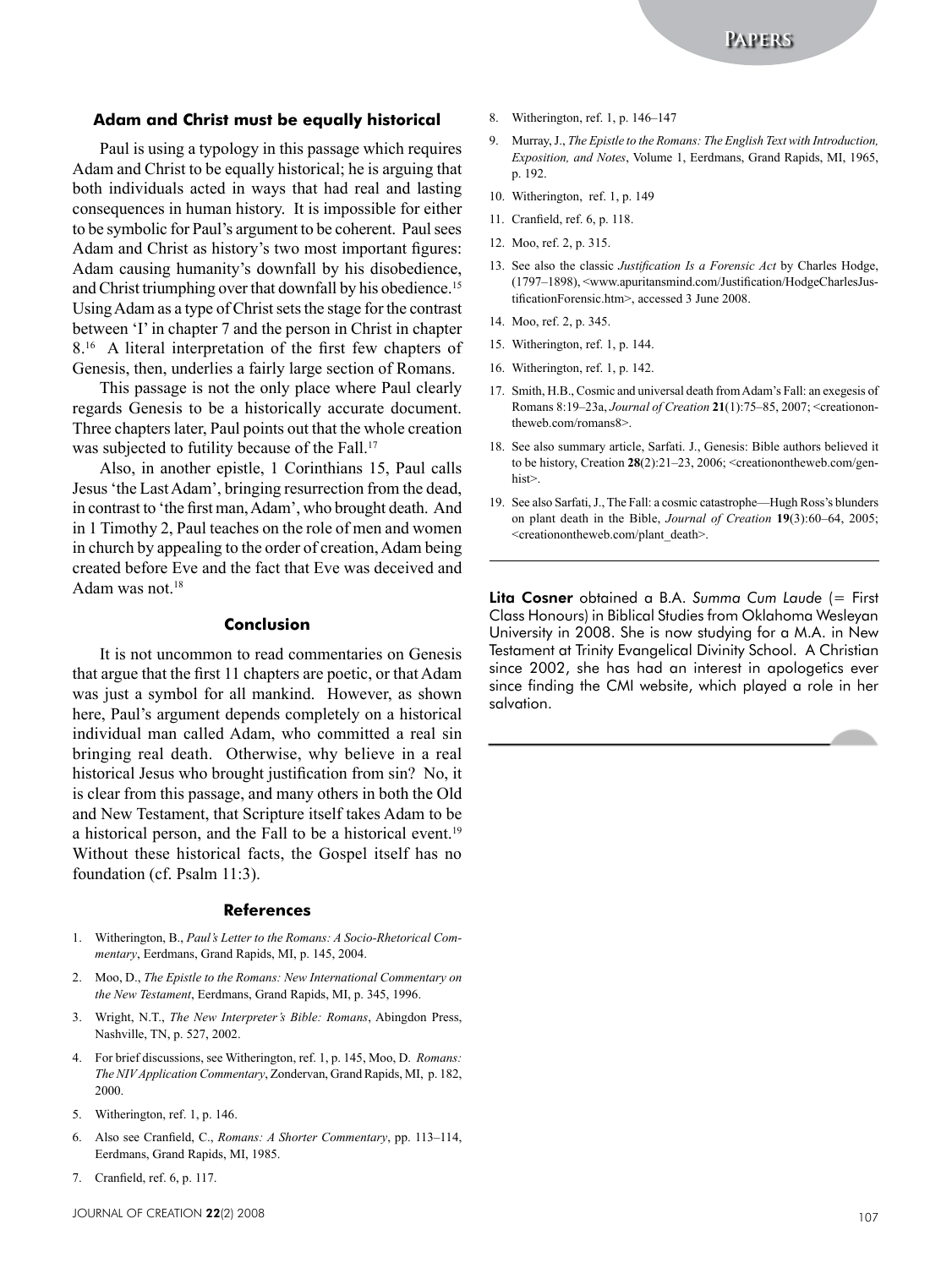### Adam and Christ must be equally historical

Paul is using a typology in this passage which requires Adam and Christ to be equally historical; he is arguing that both individuals acted in ways that had real and lasting consequences in human history. It is impossible for either to be symbolic for Paul's argument to be coherent. Paul sees Adam and Christ as history's two most important figures: Adam causing humanity's downfall by his disobedience, and Christ triumphing over that downfall by his obedience.[15] Using Adam as a type of Christ sets the stage for the contrast between 'I' in chapter 7 and the person in Christ in chapter 8.[16] A literal interpretation of the first few chapters of Genesis, then, underlies a fairly large section of Romans.

This passage is not the only place where Paul clearly regards Genesis to be a historically accurate document. Three chapters later, Paul points out that the whole creation was subjected to futility because of the Fall.[17]

Also, in another epistle, 1 Corinthians 15, Paul calls Jesus 'the Last Adam', bringing resurrection from the dead, in contrast to 'the first man, Adam', who brought death. And in 1 Timothy 2, Paul teaches on the role of men and women in church by appealing to the order of creation, Adam being created before Eve and the fact that Eve was deceived and Adam was not.[18]

### Conclusion

It is not uncommon to read commentaries on Genesis that argue that the first 11 chapters are poetic, or that Adam was just a symbol for all mankind. However, as shown here, Paul's argument depends completely on a historical individual man called Adam, who committed a real sin bringing real death. Otherwise, why believe in a real historical Jesus who brought justification from sin? No, it is clear from this passage, and many others in both the Old and New Testament, that Scripture itself takes Adam to be a historical person, and the Fall to be a historical event.[19] Without these historical facts, the Gospel itself has no foundation (cf. Psalm 11:3).

### References

1. Witherington, B., *Paul's Letter to the Romans: A Socio-Rhetorical Commentary*, Eerdmans, Grand Rapids, MI, p. 145, 2004.
2. Moo, D., *The Epistle to the Romans: New International Commentary on the New Testament*, Eerdmans, Grand Rapids, MI, p. 345, 1996.
3. Wright, N.T., *The New Interpreter's Bible: Romans*, Abingdon Press, Nashville, TN, p. 527, 2002.
4. For brief discussions, see Witherington, ref. 1, p. 145, Moo, D. *Romans: The NIV Application Commentary*, Zondervan, Grand Rapids, MI, p. 182, 2000.
5. Witherington, ref. 1, p. 146.
6. Also see Cranfield, C., *Romans: A Shorter Commentary*, pp. 113–114, Eerdmans, Grand Rapids, MI, 1985.
7. Cranfield, ref. 6, p. 117.
8. Witherington, ref. 1, p. 146–147
9. Murray, J., *The Epistle to the Romans: The English Text with Introduction, Exposition, and Notes*, Volume 1, Eerdmans, Grand Rapids, MI, 1965, p. 192.
10. Witherington, ref. 1, p. 149
11. Cranfield, ref. 6, p. 118.
12. Moo, ref. 2, p. 315.
13. See also the classic *Justification Is a Forensic Act* by Charles Hodge, (1797–1898), <www.apuritansmind.com/Justification/HodgeCharlesJustificationForensic.htm>, accessed 3 June 2008.
14. Moo, ref. 2, p. 345.
15. Witherington, ref. 1, p. 144.
16. Witherington, ref. 1, p. 142.
17. Smith, H.B., Cosmic and universal death from Adam's Fall: an exegesis of Romans 8:19–23a, *Journal of Creation* **21**(1):75–85, 2007; <creationontheweb.com/romans8>.
18. See also summary article, Sarfati. J., Genesis: Bible authors believed it to be history, Creation **28**(2):21–23, 2006; <creationontheweb.com/genhist>.
19. See also Sarfati, J., The Fall: a cosmic catastrophe—Hugh Ross's blunders on plant death in the Bible, *Journal of Creation* **19**(3):60–64, 2005; <creationontheweb.com/plant_death>.

**Lita Cosner** obtained a B.A. *Summa Cum Laude* (= First Class Honours) in Biblical Studies from Oklahoma Wesleyan University in 2008. She is now studying for a M.A. in New Testament at Trinity Evangelical Divinity School. A Christian since 2002, she has had an interest in apologetics ever since finding the CMI website, which played a role in her salvation.